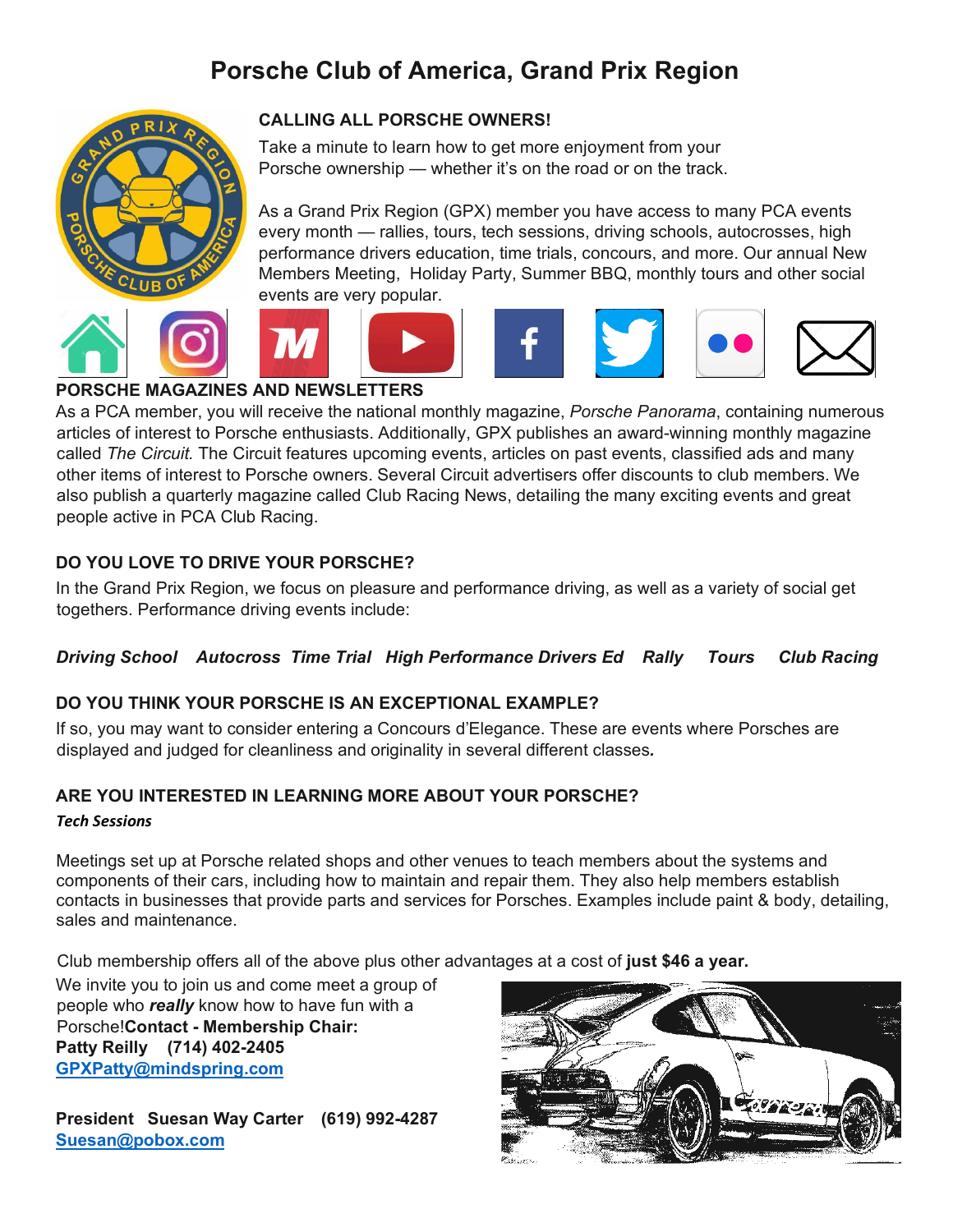# Porsche Club of America, Grand Prix Region

**CALLING ALL PORSCHE OWNERS!**

Take a minute to learn how to get more enjoyment from your Porsche ownership — whether it's on the road or on the track.

As a Grand Prix Region (GPX) member you have access to many PCA events every month — rallies, tours, tech sessions, driving schools, autocrosses, high performance drivers education, time trials, concours, and more. Our annual New Members Meeting, Holiday Party, Summer BBQ, monthly tours and other social events are very popular.

**PORSCHE MAGAZINES AND NEWSLETTERS**

As a PCA member, you will receive the national monthly magazine, *Porsche Panorama*, containing numerous articles of interest to Porsche enthusiasts. Additionally, GPX publishes an award-winning monthly magazine called *The Circuit.* The Circuit features upcoming events, articles on past events, classified ads and many other items of interest to Porsche owners. Several Circuit advertisers offer discounts to club members. We also publish a quarterly magazine called Club Racing News, detailing the many exciting events and great people active in PCA Club Racing.

**DO YOU LOVE TO DRIVE YOUR PORSCHE?**

In the Grand Prix Region, we focus on pleasure and performance driving, as well as a variety of social get togethers. Performance driving events include:

***Driving School   Autocross   Time Trial   High Performance Drivers Ed   Rally   Tours   Club Racing***

**DO YOU THINK YOUR PORSCHE IS AN EXCEPTIONAL EXAMPLE?**

If so, you may want to consider entering a Concours d'Elegance. These are events where Porsches are displayed and judged for cleanliness and originality in several different classes.

**ARE YOU INTERESTED IN LEARNING MORE ABOUT YOUR PORSCHE?**

***Tech Sessions***

Meetings set up at Porsche related shops and other venues to teach members about the systems and components of their cars, including how to maintain and repair them. They also help members establish contacts in businesses that provide parts and services for Porsches. Examples include paint & body, detailing, sales and maintenance.

Club membership offers all of the above plus other advantages at a cost of **just $46 a year.**

We invite you to join us and come meet a group of people who ***really*** know how to have fun with a Porsche!**Contact - Membership Chair:**
**Patty Reilly (714) 402-2405**
**GPXPatty@mindspring.com**

**President Suesan Way Carter (619) 992-4287**
**Suesan@pobox.com**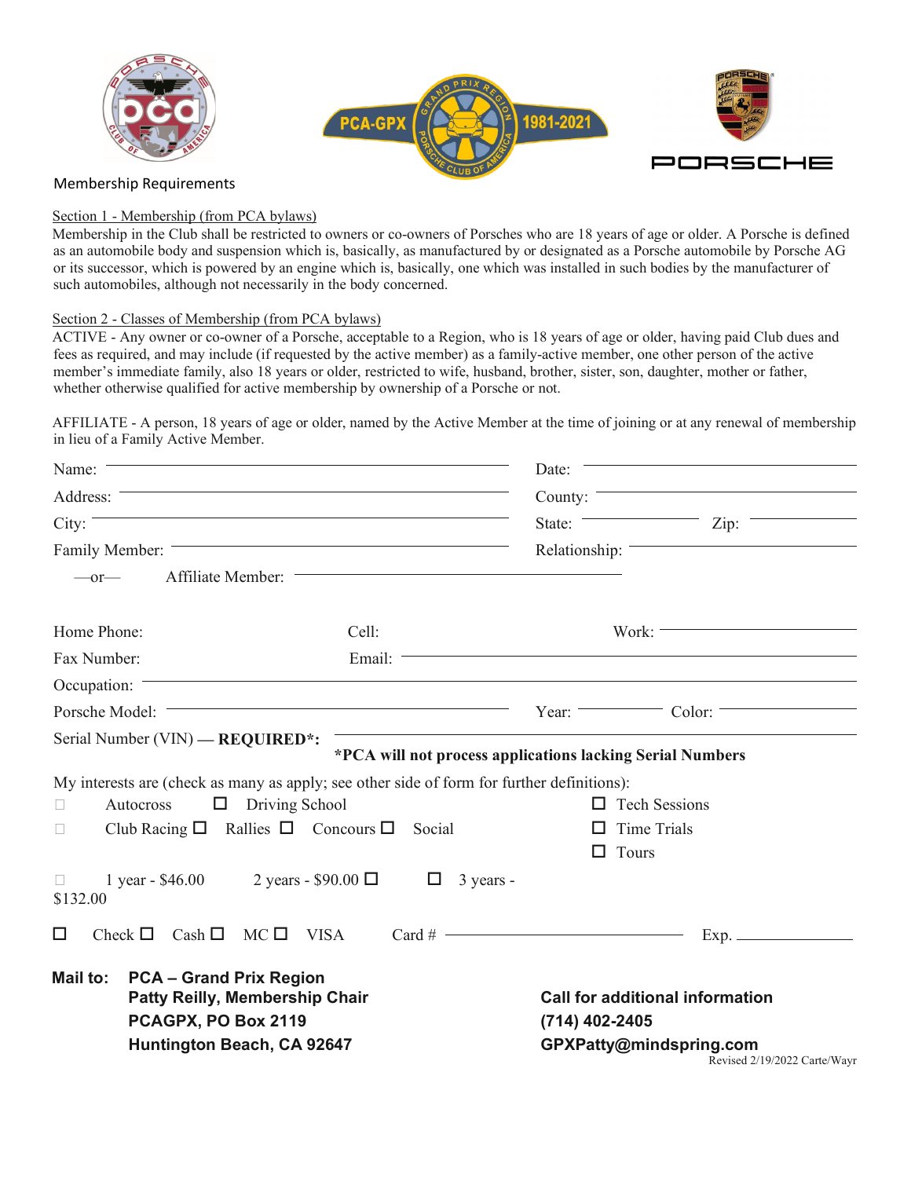PCA-GPX 1981-2021

Membership Requirements

Section 1 - Membership (from PCA bylaws)

Membership in the Club shall be restricted to owners or co-owners of Porsches who are 18 years of age or older. A Porsche is defined as an automobile body and suspension which is, basically, as manufactured by or designated as a Porsche automobile by Porsche AG or its successor, which is powered by an engine which is, basically, one which was installed in such bodies by the manufacturer of such automobiles, although not necessarily in the body concerned.

Section 2 - Classes of Membership (from PCA bylaws)

ACTIVE - Any owner or co-owner of a Porsche, acceptable to a Region, who is 18 years of age or older, having paid Club dues and fees as required, and may include (if requested by the active member) as a family-active member, one other person of the active member's immediate family, also 18 years or older, restricted to wife, husband, brother, sister, son, daughter, mother or father, whether otherwise qualified for active membership by ownership of a Porsche or not.

AFFILIATE - A person, 18 years of age or older, named by the Active Member at the time of joining or at any renewal of membership in lieu of a Family Active Member.

Name: ______________________ Date: ______________________

Address: ______________________ County: ______________________

City: ______________________ State: ____________ Zip: ____________

Family Member: ______________________ Relationship: ______________________

—or— Affiliate Member: ______________________

Home Phone: Cell: Work: ______________________

Fax Number: Email: ______________________

Occupation: ______________________

Porsche Model: ______________________ Year: ____________ Color: ____________

Serial Number (VIN) — **REQUIRED***: ______________________

**\*PCA will not process applications lacking Serial Numbers**

My interests are (check as many as apply; see other side of form for further definitions):

☐ Autocross ☐ Driving School ☐ Tech Sessions

☐ Club Racing ☐ Rallies ☐ Concours ☐ Social ☐ Time Trials

☐ Tours

☐ 1 year - $46.00 2 years - $90.00 ☐ ☐ 3 years - $132.00

☐ Check ☐ Cash ☐ MC ☐ VISA Card # ______________________ Exp. ____________

**Mail to: PCA – Grand Prix Region**
**Patty Reilly, Membership Chair**
**PCAGPX, PO Box 2119**
**Huntington Beach, CA 92647**

**Call for additional information**
**(714) 402-2405**
**GPXPatty@mindspring.com**

Revised 2/19/2022 Carte/Wayr